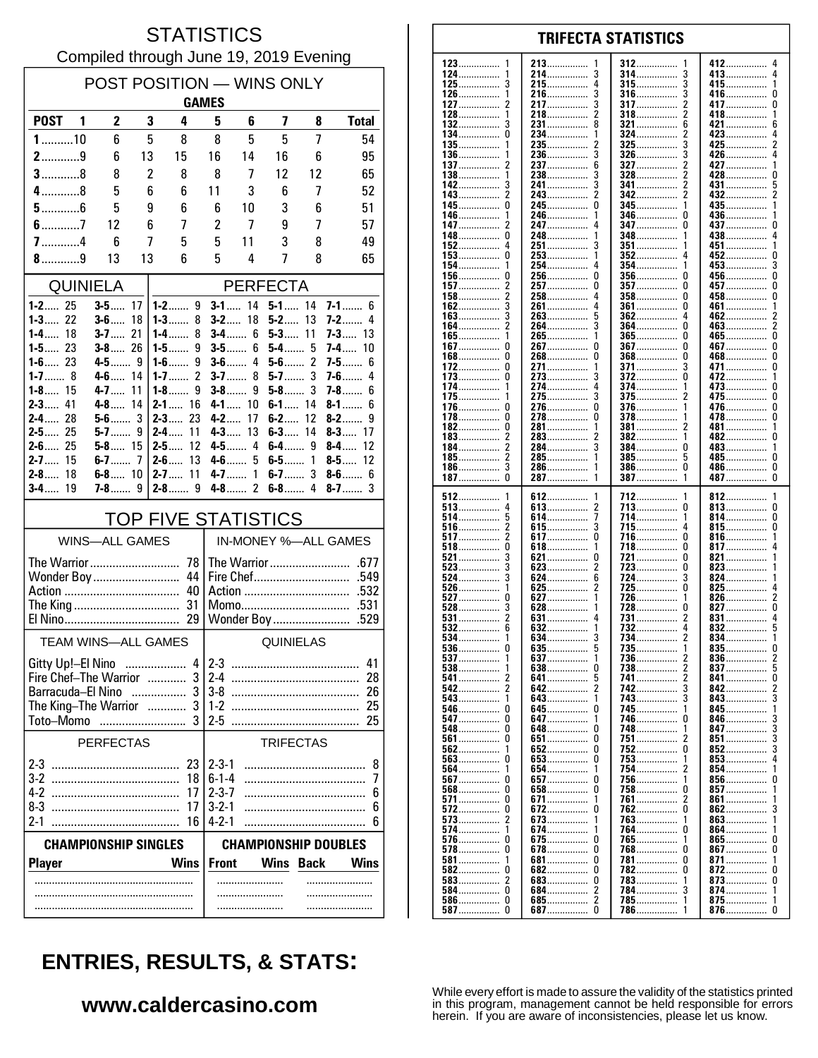# STATISTICS

Compiled through June 19, 2019 Evening

## POST POSITION — WINS ONLY

| | GAMES | | | | | | | | |
|---|---|---|---|---|---|---|---|---|---|
| POST | 1 | 2 | 3 | 4 | 5 | 6 | 7 | 8 | Total |
| 1 | 10 | 6 | 5 | 8 | 8 | 5 | 5 | 7 | 54 |
| 2 | 9 | 6 | 13 | 15 | 16 | 14 | 16 | 6 | 95 |
| 3 | 8 | 8 | 2 | 8 | 8 | 7 | 12 | 12 | 65 |
| 4 | 8 | 5 | 6 | 6 | 11 | 3 | 6 | 7 | 52 |
| 5 | 6 | 5 | 9 | 6 | 6 | 10 | 3 | 6 | 51 |
| 6 | 7 | 12 | 6 | 7 | 2 | 7 | 9 | 7 | 57 |
| 7 | 4 | 6 | 7 | 5 | 5 | 11 | 3 | 8 | 49 |
| 8 | 9 | 13 | 13 | 6 | 5 | 4 | 7 | 8 | 65 |

## QUINIELA

| | | | |
|---|---|---|---|
| 1-2 | 25 | 3-5 | 17 |
| 1-3 | 22 | 3-6 | 18 |
| 1-4 | 18 | 3-7 | 21 |
| 1-5 | 23 | 3-8 | 26 |
| 1-6 | 23 | 4-5 | 9 |
| 1-7 | 8 | 4-6 | 14 |
| 1-8 | 15 | 4-7 | 11 |
| 2-3 | 41 | 4-8 | 14 |
| 2-4 | 28 | 5-6 | 3 |
| 2-5 | 25 | 5-7 | 9 |
| 2-6 | 25 | 5-8 | 15 |
| 2-7 | 15 | 6-7 | 7 |
| 2-8 | 18 | 6-8 | 10 |
| 3-4 | 19 | 7-8 | 9 |

## PERFECTA

| | | | | | | | |
|---|---|---|---|---|---|---|---|
| 1-2 | 9 | 3-1 | 14 | 5-1 | 14 | 7-1 | 6 |
| 1-3 | 8 | 3-2 | 18 | 5-2 | 13 | 7-2 | 4 |
| 1-4 | 8 | 3-4 | 6 | 5-3 | 11 | 7-3 | 13 |
| 1-5 | 9 | 3-5 | 6 | 5-4 | 5 | 7-4 | 10 |
| 1-6 | 9 | 3-6 | 4 | 5-6 | 2 | 7-5 | 6 |
| 1-7 | 2 | 3-7 | 8 | 5-7 | 3 | 7-6 | 4 |
| 1-8 | 9 | 3-8 | 9 | 5-8 | 3 | 7-8 | 6 |
| 2-1 | 16 | 4-1 | 10 | 6-1 | 14 | 8-1 | 6 |
| 2-3 | 23 | 4-2 | 17 | 6-2 | 12 | 8-2 | 9 |
| 2-4 | 11 | 4-3 | 13 | 6-3 | 14 | 8-3 | 17 |
| 2-5 | 12 | 4-5 | 4 | 6-4 | 9 | 8-4 | 12 |
| 2-6 | 13 | 4-6 | 5 | 6-5 | 1 | 8-5 | 12 |
| 2-7 | 11 | 4-7 | 1 | 6-7 | 3 | 8-6 | 6 |
| 2-8 | 9 | 4-8 | 2 | 6-8 | 4 | 8-7 | 3 |

## TOP FIVE STATISTICS

| WINS—ALL GAMES | | IN-MONEY %—ALL GAMES | |
|---|---|---|---|
| The Warrior | 78 | The Warrior | .677 |
| Wonder Boy | 44 | Fire Chef | .549 |
| Action | 40 | Action | .532 |
| The King | 31 | Momo | .531 |
| El Nino | 29 | Wonder Boy | .529 |

| TEAM WINS—ALL GAMES | | QUINIELAS | |
|---|---|---|---|
| Gitty Up!–El Nino | 4 | 2-3 | 41 |
| Fire Chef–The Warrior | 3 | 2-4 | 28 |
| Barracuda–El Nino | 3 | 3-8 | 26 |
| The King–The Warrior | 3 | 1-2 | 25 |
| Toto–Momo | 3 | 2-5 | 25 |

| PERFECTAS | | TRIFECTAS | |
|---|---|---|---|
| 2-3 | 23 | 2-3-1 | 8 |
| 3-2 | 18 | 6-1-4 | 7 |
| 4-2 | 17 | 2-3-7 | 6 |
| 8-3 | 17 | 3-2-1 | 6 |
| 2-1 | 16 | 4-2-1 | 6 |

| CHAMPIONSHIP SINGLES | | CHAMPIONSHIP DOUBLES | | | |
|---|---|---|---|---|---|
| Player | Wins | Front | Wins | Back | Wins |
| | | | | | |
| | | | | | |
| | | | | | |

## TRIFECTA STATISTICS

| | | | | | | | |
|---|---|---|---|---|---|---|---|
| 123 | 1 | 213 | 1 | 312 | 1 | 412 | 4 |
| 124 | 1 | 214 | 3 | 314 | 3 | 413 | 4 |
| 125 | 3 | 215 | 4 | 315 | 3 | 415 | 1 |
| 126 | 1 | 216 | 3 | 316 | 3 | 416 | 0 |
| 127 | 2 | 217 | 3 | 317 | 2 | 417 | 0 |
| 128 | 1 | 218 | 2 | 318 | 2 | 418 | 1 |
| 132 | 3 | 231 | 8 | 321 | 6 | 421 | 6 |
| 134 | 0 | 234 | 1 | 324 | 2 | 423 | 4 |
| 135 | 1 | 235 | 2 | 325 | 3 | 425 | 2 |
| 136 | 1 | 236 | 3 | 326 | 3 | 426 | 4 |
| 137 | 2 | 237 | 6 | 327 | 2 | 427 | 1 |
| 138 | 1 | 238 | 3 | 328 | 2 | 428 | 0 |
| 142 | 3 | 241 | 3 | 341 | 2 | 431 | 5 |
| 143 | 2 | 243 | 2 | 342 | 2 | 432 | 2 |
| 145 | 0 | 245 | 0 | 345 | 1 | 435 | 1 |
| 146 | 1 | 246 | 1 | 346 | 0 | 436 | 1 |
| 147 | 2 | 247 | 4 | 347 | 0 | 437 | 0 |
| 148 | 0 | 248 | 1 | 348 | 1 | 438 | 4 |
| 152 | 4 | 251 | 3 | 351 | 1 | 451 | 1 |
| 153 | 0 | 253 | 1 | 352 | 4 | 452 | 0 |
| 154 | 1 | 254 | 4 | 354 | 1 | 453 | 3 |
| 156 | 0 | 256 | 0 | 356 | 0 | 456 | 0 |
| 157 | 2 | 257 | 0 | 357 | 0 | 457 | 0 |
| 158 | 2 | 258 | 4 | 358 | 0 | 458 | 0 |
| 162 | 3 | 261 | 4 | 361 | 0 | 461 | 1 |
| 163 | 3 | 263 | 5 | 362 | 4 | 462 | 2 |
| 164 | 2 | 264 | 3 | 364 | 0 | 463 | 2 |
| 165 | 1 | 265 | 1 | 365 | 0 | 465 | 0 |
| 167 | 0 | 267 | 0 | 367 | 0 | 467 | 0 |
| 168 | 0 | 268 | 0 | 368 | 0 | 468 | 0 |
| 172 | 0 | 271 | 1 | 371 | 3 | 471 | 0 |
| 173 | 0 | 273 | 3 | 372 | 0 | 472 | 1 |
| 174 | 1 | 274 | 4 | 374 | 1 | 473 | 0 |
| 175 | 1 | 275 | 3 | 375 | 2 | 475 | 0 |
| 176 | 0 | 276 | 0 | 376 | 1 | 476 | 0 |
| 178 | 0 | 278 | 0 | 378 | 1 | 478 | 0 |
| 182 | 0 | 281 | 1 | 381 | 2 | 481 | 1 |
| 183 | 2 | 283 | 2 | 382 | 1 | 482 | 0 |
| 184 | 2 | 284 | 3 | 384 | 0 | 483 | 1 |
| 185 | 2 | 285 | 1 | 385 | 5 | 485 | 0 |
| 186 | 3 | 286 | 1 | 386 | 0 | 486 | 0 |
| 187 | 0 | 287 | 1 | 387 | 1 | 487 | 0 |
| 512 | 1 | 612 | 1 | 712 | 1 | 812 | 1 |
| 513 | 4 | 613 | 2 | 713 | 0 | 813 | 0 |
| 514 | 5 | 614 | 7 | 714 | 1 | 814 | 0 |
| 516 | 2 | 615 | 3 | 715 | 4 | 815 | 0 |
| 517 | 2 | 617 | 0 | 716 | 0 | 816 | 1 |
| 518 | 0 | 618 | 1 | 718 | 0 | 817 | 4 |
| 521 | 3 | 621 | 0 | 721 | 0 | 821 | 1 |
| 523 | 3 | 623 | 2 | 723 | 0 | 823 | 1 |
| 524 | 3 | 624 | 6 | 724 | 3 | 824 | 1 |
| 526 | 1 | 625 | 2 | 725 | 0 | 825 | 4 |
| 527 | 0 | 627 | 1 | 726 | 1 | 826 | 2 |
| 528 | 3 | 628 | 1 | 728 | 0 | 827 | 0 |
| 531 | 2 | 631 | 4 | 731 | 2 | 831 | 4 |
| 532 | 6 | 632 | 1 | 732 | 4 | 832 | 5 |
| 534 | 1 | 634 | 3 | 734 | 2 | 834 | 1 |
| 536 | 0 | 635 | 5 | 735 | 1 | 835 | 0 |
| 537 | 1 | 637 | 1 | 736 | 2 | 836 | 2 |
| 538 | 1 | 638 | 0 | 738 | 2 | 837 | 5 |
| 541 | 2 | 641 | 5 | 741 | 2 | 841 | 0 |
| 542 | 2 | 642 | 2 | 742 | 3 | 842 | 2 |
| 543 | 1 | 643 | 1 | 743 | 3 | 843 | 3 |
| 546 | 0 | 645 | 0 | 745 | 1 | 845 | 1 |
| 547 | 0 | 647 | 1 | 746 | 0 | 846 | 3 |
| 548 | 0 | 648 | 0 | 748 | 1 | 847 | 3 |
| 561 | 0 | 651 | 0 | 751 | 2 | 851 | 3 |
| 562 | 1 | 652 | 0 | 752 | 0 | 852 | 3 |
| 563 | 0 | 653 | 0 | 753 | 1 | 853 | 4 |
| 564 | 1 | 654 | 1 | 754 | 2 | 854 | 1 |
| 567 | 0 | 657 | 0 | 756 | 1 | 856 | 0 |
| 568 | 0 | 658 | 0 | 758 | 0 | 857 | 1 |
| 571 | 0 | 671 | 1 | 761 | 2 | 861 | 1 |
| 572 | 0 | 672 | 0 | 762 | 0 | 862 | 3 |
| 573 | 2 | 673 | 1 | 763 | 1 | 863 | 1 |
| 574 | 1 | 674 | 1 | 764 | 0 | 864 | 1 |
| 576 | 0 | 675 | 0 | 765 | 1 | 865 | 0 |
| 578 | 0 | 678 | 0 | 768 | 0 | 867 | 0 |
| 581 | 1 | 681 | 0 | 781 | 0 | 871 | 1 |
| 582 | 0 | 682 | 0 | 782 | 0 | 872 | 0 |
| 583 | 2 | 683 | 0 | 783 | 1 | 873 | 0 |
| 584 | 0 | 684 | 2 | 784 | 3 | 874 | 1 |
| 586 | 0 | 685 | 2 | 785 | 1 | 875 | 1 |
| 587 | 0 | 687 | 0 | 786 | 1 | 876 | 0 |

## ENTRIES, RESULTS, & STATS:

**www.caldercasino.com**

While every effort is made to assure the validity of the statistics printed in this program, management cannot be held responsible for errors herein. If you are aware of inconsistencies, please let us know.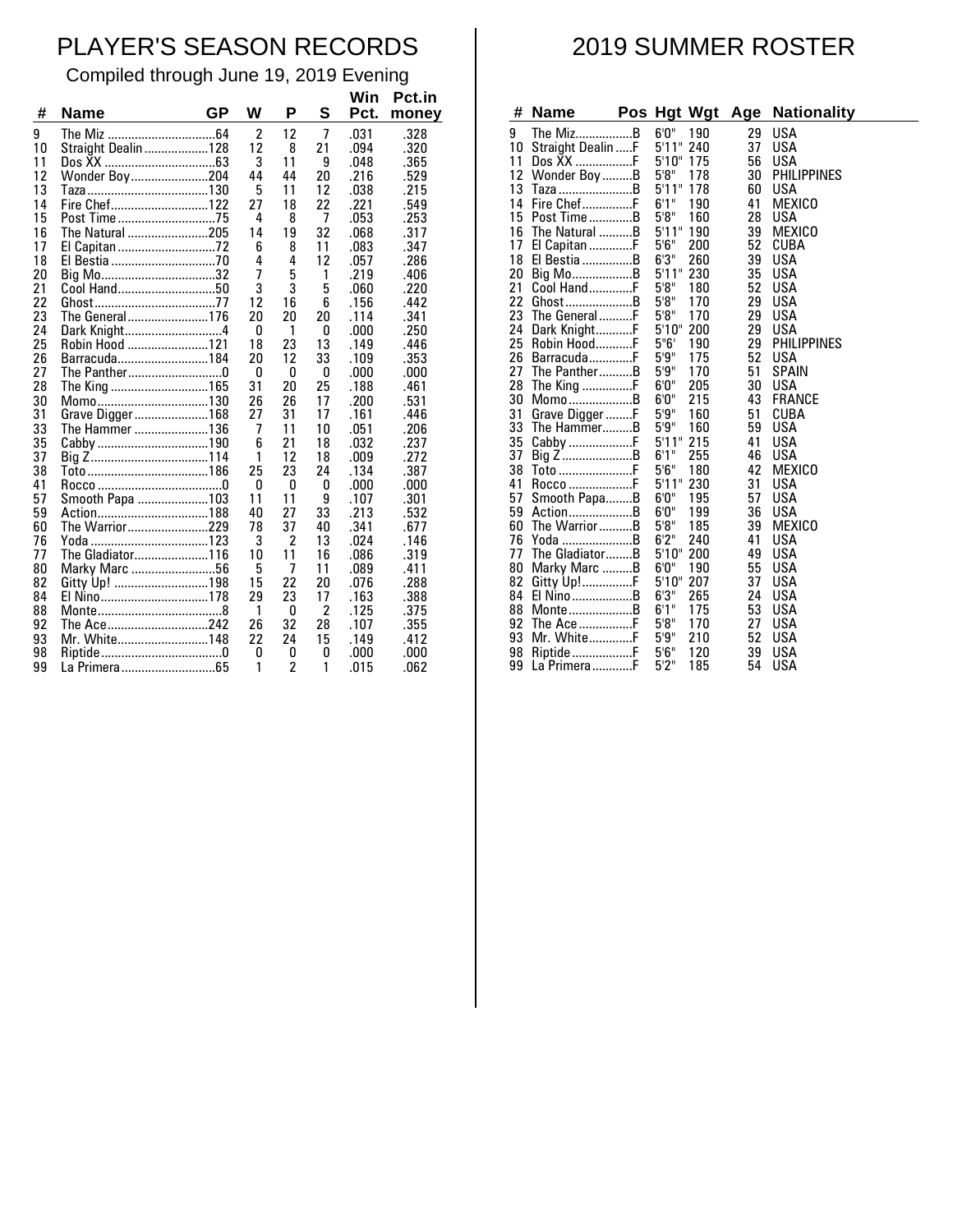# PLAYER'S SEASON RECORDS

Compiled through June 19, 2019 Evening

| # | Name | GP | W | P | S | Win Pct. | Pct.in money |
|---|---|---|---|---|---|---|---|
| 9 | The Miz | 64 | 2 | 12 | 7 | .031 | .328 |
| 10 | Straight Dealin | 128 | 12 | 8 | 21 | .094 | .320 |
| 11 | Dos XX | 63 | 3 | 11 | 9 | .048 | .365 |
| 12 | Wonder Boy | 204 | 44 | 44 | 20 | .216 | .529 |
| 13 | Taza | 130 | 5 | 11 | 12 | .038 | .215 |
| 14 | Fire Chef | 122 | 27 | 18 | 22 | .221 | .549 |
| 15 | Post Time | 75 | 4 | 8 | 7 | .053 | .253 |
| 16 | The Natural | 205 | 14 | 19 | 32 | .068 | .317 |
| 17 | El Capitan | 72 | 6 | 8 | 11 | .083 | .347 |
| 18 | El Bestia | 70 | 4 | 4 | 12 | .057 | .286 |
| 20 | Big Mo | 32 | 7 | 5 | 1 | .219 | .406 |
| 21 | Cool Hand | 50 | 3 | 3 | 5 | .060 | .220 |
| 22 | Ghost | 77 | 12 | 16 | 6 | .156 | .442 |
| 23 | The General | 176 | 20 | 20 | 20 | .114 | .341 |
| 24 | Dark Knight | 4 | 0 | 1 | 0 | .000 | .250 |
| 25 | Robin Hood | 121 | 18 | 23 | 13 | .149 | .446 |
| 26 | Barracuda | 184 | 20 | 12 | 33 | .109 | .353 |
| 27 | The Panther | 0 | 0 | 0 | 0 | .000 | .000 |
| 28 | The King | 165 | 31 | 20 | 25 | .188 | .461 |
| 30 | Momo | 130 | 26 | 26 | 17 | .200 | .531 |
| 31 | Grave Digger | 168 | 27 | 31 | 17 | .161 | .446 |
| 33 | The Hammer | 136 | 7 | 11 | 10 | .051 | .206 |
| 35 | Cabby | 190 | 6 | 21 | 18 | .032 | .237 |
| 37 | Big Z | 114 | 1 | 12 | 18 | .009 | .272 |
| 38 | Toto | 186 | 25 | 23 | 24 | .134 | .387 |
| 41 | Rocco | 0 | 0 | 0 | 0 | .000 | .000 |
| 57 | Smooth Papa | 103 | 11 | 11 | 9 | .107 | .301 |
| 59 | Action | 188 | 40 | 27 | 33 | .213 | .532 |
| 60 | The Warrior | 229 | 78 | 37 | 40 | .341 | .677 |
| 76 | Yoda | 123 | 3 | 2 | 13 | .024 | .146 |
| 77 | The Gladiator | 116 | 10 | 11 | 16 | .086 | .319 |
| 80 | Marky Marc | 56 | 5 | 7 | 11 | .089 | .411 |
| 82 | Gitty Up! | 198 | 15 | 22 | 20 | .076 | .288 |
| 84 | El Nino | 178 | 29 | 23 | 17 | .163 | .388 |
| 88 | Monte | 8 | 1 | 0 | 2 | .125 | .375 |
| 92 | The Ace | 242 | 26 | 32 | 28 | .107 | .355 |
| 93 | Mr. White | 148 | 22 | 24 | 15 | .149 | .412 |
| 98 | Riptide | 0 | 0 | 0 | 0 | .000 | .000 |
| 99 | La Primera | 65 | 1 | 2 | 1 | .015 | .062 |

# 2019 SUMMER ROSTER

| # | Name | Pos | Hgt | Wgt | Age | Nationality |
|---|---|---|---|---|---|---|
| 9 | The Miz | B | 6'0" | 190 | 29 | USA |
| 10 | Straight Dealin | F | 5'11" | 240 | 37 | USA |
| 11 | Dos XX | F | 5'10" | 175 | 56 | USA |
| 12 | Wonder Boy | B | 5'8" | 178 | 30 | PHILIPPINES |
| 13 | Taza | B | 5'11" | 178 | 60 | USA |
| 14 | Fire Chef | F | 6'1" | 190 | 41 | MEXICO |
| 15 | Post Time | B | 5'8" | 160 | 28 | USA |
| 16 | The Natural | B | 5'11" | 190 | 39 | MEXICO |
| 17 | El Capitan | F | 5'6" | 200 | 52 | CUBA |
| 18 | El Bestia | B | 6'3" | 260 | 39 | USA |
| 20 | Big Mo | B | 5'11" | 230 | 35 | USA |
| 21 | Cool Hand | F | 5'8" | 180 | 52 | USA |
| 22 | Ghost | B | 5'8" | 170 | 29 | USA |
| 23 | The General | F | 5'8" | 170 | 29 | USA |
| 24 | Dark Knight | F | 5'10" | 200 | 29 | USA |
| 25 | Robin Hood | F | 5"6' | 190 | 29 | PHILIPPINES |
| 26 | Barracuda | F | 5'9" | 175 | 52 | USA |
| 27 | The Panther | B | 5'9" | 170 | 51 | SPAIN |
| 28 | The King | F | 6'0" | 205 | 30 | USA |
| 30 | Momo | B | 6'0" | 215 | 43 | FRANCE |
| 31 | Grave Digger | F | 5'9" | 160 | 51 | CUBA |
| 33 | The Hammer | B | 5'9" | 160 | 59 | USA |
| 35 | Cabby | F | 5'11" | 215 | 41 | USA |
| 37 | Big Z | B | 6'1" | 255 | 46 | USA |
| 38 | Toto | F | 5'6" | 180 | 42 | MEXICO |
| 41 | Rocco | F | 5'11" | 230 | 31 | USA |
| 57 | Smooth Papa | B | 6'0" | 195 | 57 | USA |
| 59 | Action | B | 6'0" | 199 | 36 | USA |
| 60 | The Warrior | B | 5'8" | 185 | 39 | MEXICO |
| 76 | Yoda | B | 6'2" | 240 | 41 | USA |
| 77 | The Gladiator | B | 5'10" | 200 | 49 | USA |
| 80 | Marky Marc | B | 6'0" | 190 | 55 | USA |
| 82 | Gitty Up! | F | 5'10" | 207 | 37 | USA |
| 84 | El Nino | B | 6'3" | 265 | 24 | USA |
| 88 | Monte | B | 6'1" | 175 | 53 | USA |
| 92 | The Ace | F | 5'8" | 170 | 27 | USA |
| 93 | Mr. White | F | 5'9" | 210 | 52 | USA |
| 98 | Riptide | F | 5'6" | 120 | 39 | USA |
| 99 | La Primera | F | 5'2" | 185 | 54 | USA |